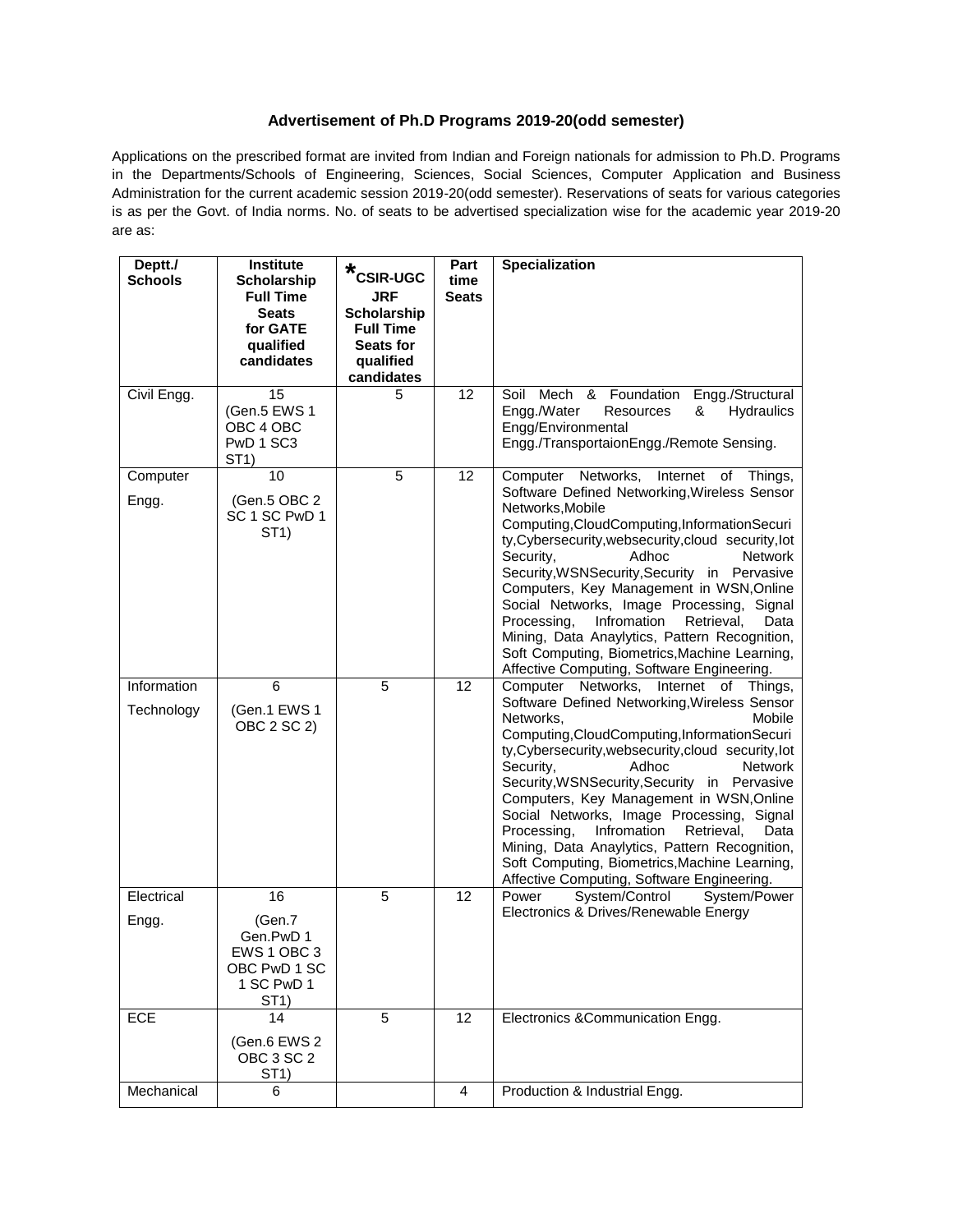**Advertisement of Ph.D Programs 2019-20(odd semester)**

Applications on the prescribed format are invited from Indian and Foreign nationals for admission to Ph.D. Programs in the Departments/Schools of Engineering, Sciences, Social Sciences, Computer Application and Business Administration for the current academic session 2019-20(odd semester). Reservations of seats for various categories is as per the Govt. of India norms. No. of seats to be advertised specialization wise for the academic year 2019-20 are as:

| Deptt./ Schools | Institute Scholarship Full Time Seats for GATE qualified candidates | *CSIR-UGC JRF Scholarship Full Time Seats for qualified candidates | Part time Seats | Specialization |
|---|---|---|---|---|
| Civil Engg. | 15 (Gen.5 EWS 1 OBC 4 OBC PwD 1 SC3 ST1) | 5 | 12 | Soil Mech & Foundation Engg./Structural Engg./Water Resources & Hydraulics Engg/Environmental Engg./TransportaionEngg./Remote Sensing. |
| Computer Engg. | 10 (Gen.5 OBC 2 SC 1 SC PwD 1 ST1) | 5 | 12 | Computer Networks, Internet of Things, Software Defined Networking,Wireless Sensor Networks,Mobile Computing,CloudComputing,InformationSecurity,Cybersecurity,websecurity,cloud security,Iot Security, Adhoc Network Security,WSNSecurity,Security in Pervasive Computers, Key Management in WSN,Online Social Networks, Image Processing, Signal Processing, Infromation Retrieval, Data Mining, Data Anaylytics, Pattern Recognition, Soft Computing, Biometrics,Machine Learning, Affective Computing, Software Engineering. |
| Information Technology | 6 (Gen.1 EWS 1 OBC 2 SC 2) | 5 | 12 | Computer Networks, Internet of Things, Software Defined Networking,Wireless Sensor Networks, Mobile Computing,CloudComputing,InformationSecurity,Cybersecurity,websecurity,cloud security,Iot Security, Adhoc Network Security,WSNSecurity,Security in Pervasive Computers, Key Management in WSN,Online Social Networks, Image Processing, Signal Processing, Infromation Retrieval, Data Mining, Data Anaylytics, Pattern Recognition, Soft Computing, Biometrics,Machine Learning, Affective Computing, Software Engineering. |
| Electrical Engg. | 16 (Gen.7 Gen.PwD 1 EWS 1 OBC 3 OBC PwD 1 SC 1 SC PwD 1 ST1) | 5 | 12 | Power System/Control System/Power Electronics & Drives/Renewable Energy |
| ECE | 14 (Gen.6 EWS 2 OBC 3 SC 2 ST1) | 5 | 12 | Electronics &Communication Engg. |
| Mechanical | 6 | | 4 | Production & Industrial Engg. |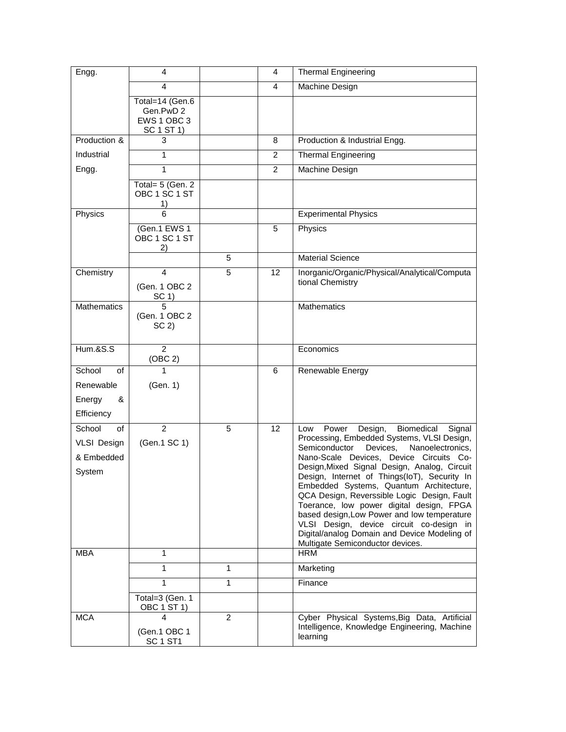| Engg. | 4 | | 4 | Thermal Engineering |
|---|---|---|---|---|
| | 4 | | 4 | Machine Design |
| | Total=14 (Gen.6 Gen.PwD 2 EWS 1 OBC 3 SC 1 ST 1) | | | |
| Production & Industrial Engg. | 3 | | 8 | Production & Industrial Engg. |
| | 1 | | 2 | Thermal Engineering |
| | 1 | | 2 | Machine Design |
| | Total= 5 (Gen. 2 OBC 1 SC 1 ST 1) | | | |
| Physics | 6 | | | Experimental Physics |
| | (Gen.1 EWS 1 OBC 1 SC 1 ST 2) | | 5 | Physics |
| | | 5 | | Material Science |
| Chemistry | 4 (Gen. 1 OBC 2 SC 1) | 5 | 12 | Inorganic/Organic/Physical/Analytical/Computational Chemistry |
| Mathematics | 5 (Gen. 1 OBC 2 SC 2) | | | Mathematics |
| Hum.&S.S | 2 (OBC 2) | | | Economics |
| School of Renewable Energy & Efficiency | 1 (Gen. 1) | | 6 | Renewable Energy |
| School of VLSI Design & Embedded System | 2 (Gen.1 SC 1) | 5 | 12 | Low Power Design, Biomedical Signal Processing, Embedded Systems, VLSI Design, Semiconductor Devices, Nanoelectronics, Nano-Scale Devices, Device Circuits Co-Design,Mixed Signal Design, Analog, Circuit Design, Internet of Things(IoT), Security In Embedded Systems, Quantum Architecture, QCA Design, Reverssible Logic Design, Fault Toerance, low power digital design, FPGA based design,Low Power and low temperature VLSI Design, device circuit co-design in Digital/analog Domain and Device Modeling of Multigate Semiconductor devices. |
| MBA | 1 | | | HRM |
| | 1 | 1 | | Marketing |
| | 1 | 1 | | Finance |
| | Total=3 (Gen. 1 OBC 1 ST 1) | | | |
| MCA | 4 (Gen.1 OBC 1 SC 1 ST1 | 2 | | Cyber Physical Systems,Big Data, Artificial Intelligence, Knowledge Engineering, Machine learning |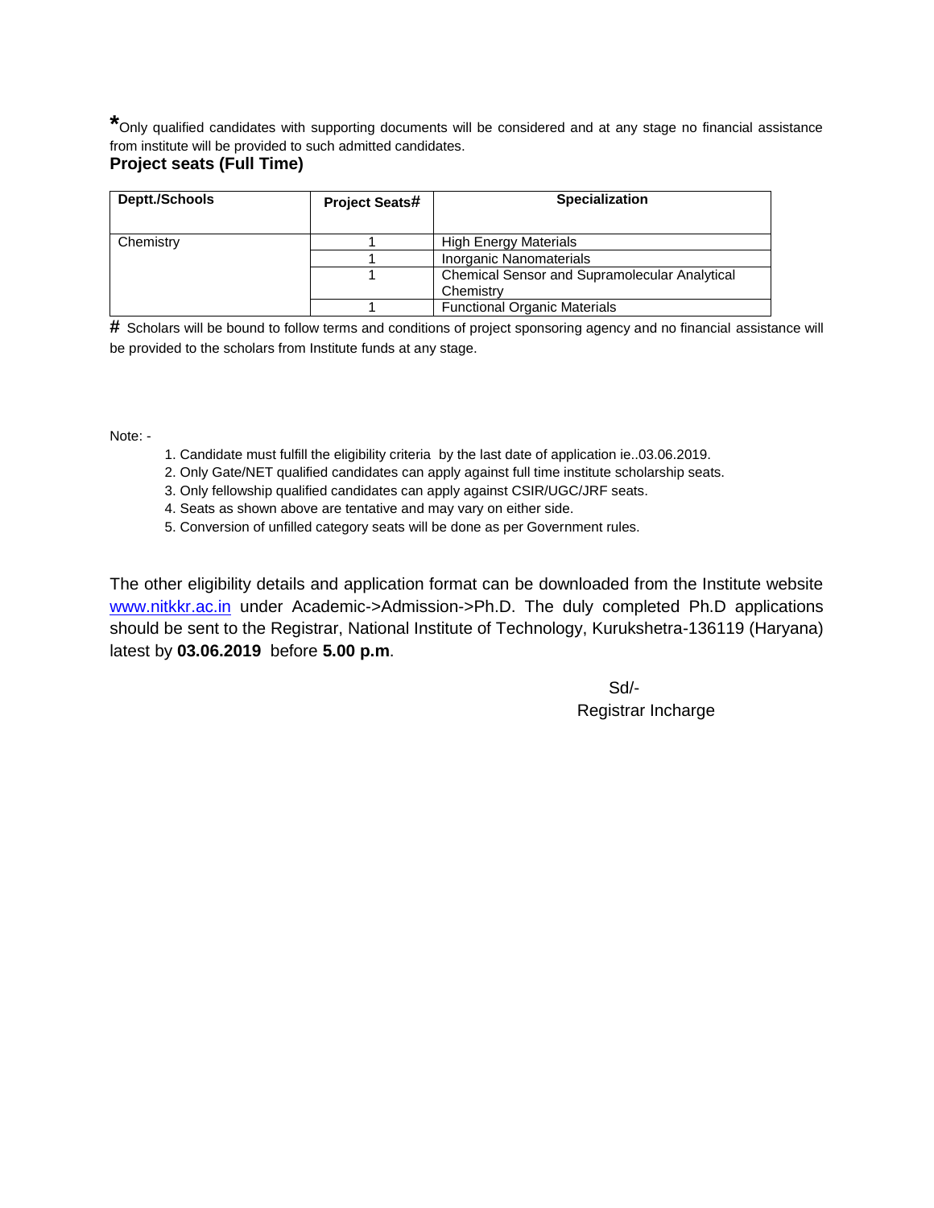*Only qualified candidates with supporting documents will be considered and at any stage no financial assistance from institute will be provided to such admitted candidates.

**Project seats (Full Time)**

| **Deptt./Schools** | **Project Seats#** | **Specialization** |
|---|---|---|
| Chemistry | 1 | High Energy Materials |
| | 1 | Inorganic Nanomaterials |
| | 1 | Chemical Sensor and Supramolecular Analytical Chemistry |
| | 1 | Functional Organic Materials |

**#** Scholars will be bound to follow terms and conditions of project sponsoring agency and no financial assistance will be provided to the scholars from Institute funds at any stage.

Note: -

1. Candidate must fulfill the eligibility criteria by the last date of application ie..03.06.2019.
2. Only Gate/NET qualified candidates can apply against full time institute scholarship seats.
3. Only fellowship qualified candidates can apply against CSIR/UGC/JRF seats.
4. Seats as shown above are tentative and may vary on either side.
5. Conversion of unfilled category seats will be done as per Government rules.

The other eligibility details and application format can be downloaded from the Institute website www.nitkkr.ac.in under Academic->Admission->Ph.D. The duly completed Ph.D applications should be sent to the Registrar, National Institute of Technology, Kurukshetra-136119 (Haryana) latest by **03.06.2019** before **5.00 p.m**.

Sd/-
Registrar Incharge